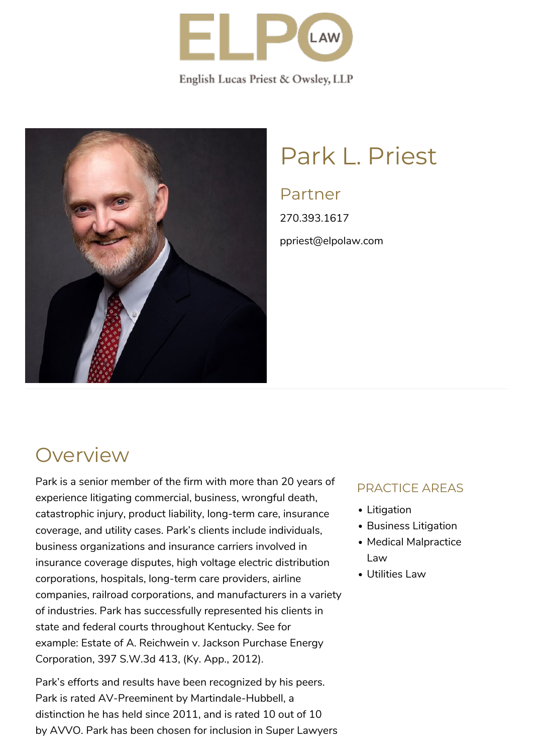ELPO LAW

English Lucas Priest & Owsley, LLP

# Park L. Priest

## Partner

270.393.1617

ppriest@elpolaw.com

## Overview

Park is a senior member of the firm with more than 20 years of experience litigating commercial, business, wrongful death, catastrophic injury, product liability, long-term care, insurance coverage, and utility cases. Park's clients include individuals, business organizations and insurance carriers involved in insurance coverage disputes, high voltage electric distribution corporations, hospitals, long-term care providers, airline companies, railroad corporations, and manufacturers in a variety of industries. Park has successfully represented his clients in state and federal courts throughout Kentucky. See for example: Estate of A. Reichwein v. Jackson Purchase Energy Corporation, 397 S.W.3d 413, (Ky. App., 2012).

Park's efforts and results have been recognized by his peers. Park is rated AV-Preeminent by Martindale-Hubbell, a distinction he has held since 2011, and is rated 10 out of 10 by AVVO. Park has been chosen for inclusion in Super Lawyers

### PRACTICE AREAS

- Litigation
- Business Litigation
- Medical Malpractice Law
- Utilities Law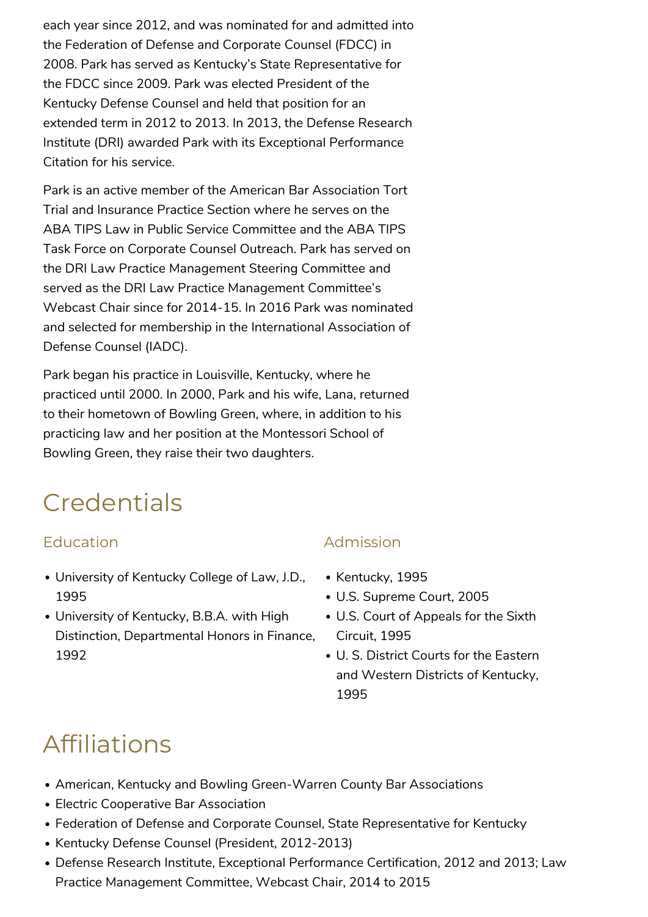each year since 2012, and was nominated for and admitted into the Federation of Defense and Corporate Counsel (FDCC) in 2008. Park has served as Kentucky's State Representative for the FDCC since 2009. Park was elected President of the Kentucky Defense Counsel and held that position for an extended term in 2012 to 2013. In 2013, the Defense Research Institute (DRI) awarded Park with its Exceptional Performance Citation for his service.

Park is an active member of the American Bar Association Tort Trial and Insurance Practice Section where he serves on the ABA TIPS Law in Public Service Committee and the ABA TIPS Task Force on Corporate Counsel Outreach. Park has served on the DRI Law Practice Management Steering Committee and served as the DRI Law Practice Management Committee's Webcast Chair since for 2014-15. In 2016 Park was nominated and selected for membership in the International Association of Defense Counsel (IADC).

Park began his practice in Louisville, Kentucky, where he practiced until 2000. In 2000, Park and his wife, Lana, returned to their hometown of Bowling Green, where, in addition to his practicing law and her position at the Montessori School of Bowling Green, they raise their two daughters.

# Credentials

## Education

- University of Kentucky College of Law, J.D., 1995
- University of Kentucky, B.B.A. with High Distinction, Departmental Honors in Finance, 1992

## Admission

- Kentucky, 1995
- U.S. Supreme Court, 2005
- U.S. Court of Appeals for the Sixth Circuit, 1995
- U. S. District Courts for the Eastern and Western Districts of Kentucky, 1995

# Affiliations

- American, Kentucky and Bowling Green-Warren County Bar Associations
- Electric Cooperative Bar Association
- Federation of Defense and Corporate Counsel, State Representative for Kentucky
- Kentucky Defense Counsel (President, 2012-2013)
- Defense Research Institute, Exceptional Performance Certification, 2012 and 2013; Law Practice Management Committee, Webcast Chair, 2014 to 2015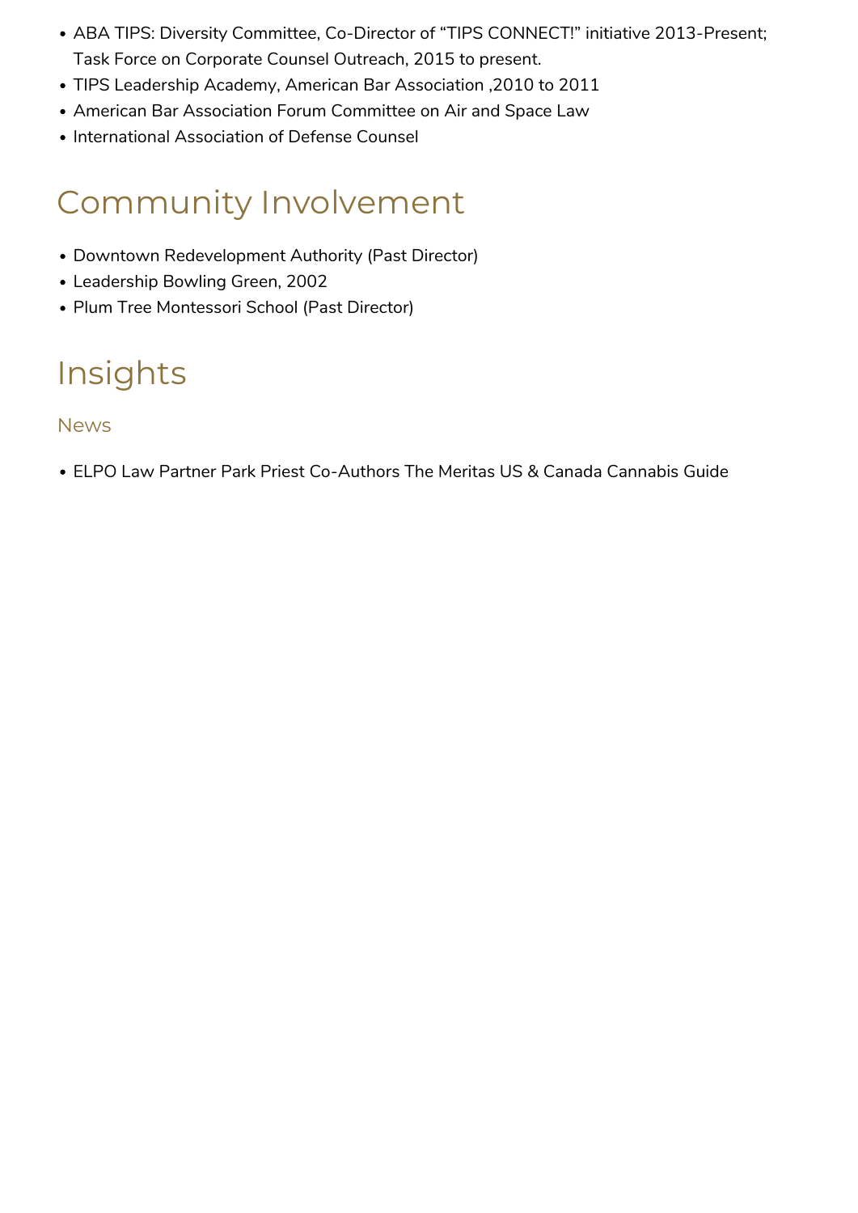- ABA TIPS: Diversity Committee, Co-Director of "TIPS CONNECT!" initiative 2013-Present; Task Force on Corporate Counsel Outreach, 2015 to present.
- TIPS Leadership Academy, American Bar Association ,2010 to 2011
- American Bar Association Forum Committee on Air and Space Law
- International Association of Defense Counsel

## Community Involvement

- Downtown Redevelopment Authority (Past Director)
- Leadership Bowling Green, 2002
- Plum Tree Montessori School (Past Director)

## Insights

### News

- ELPO Law Partner Park Priest Co-Authors The Meritas US & Canada Cannabis Guide